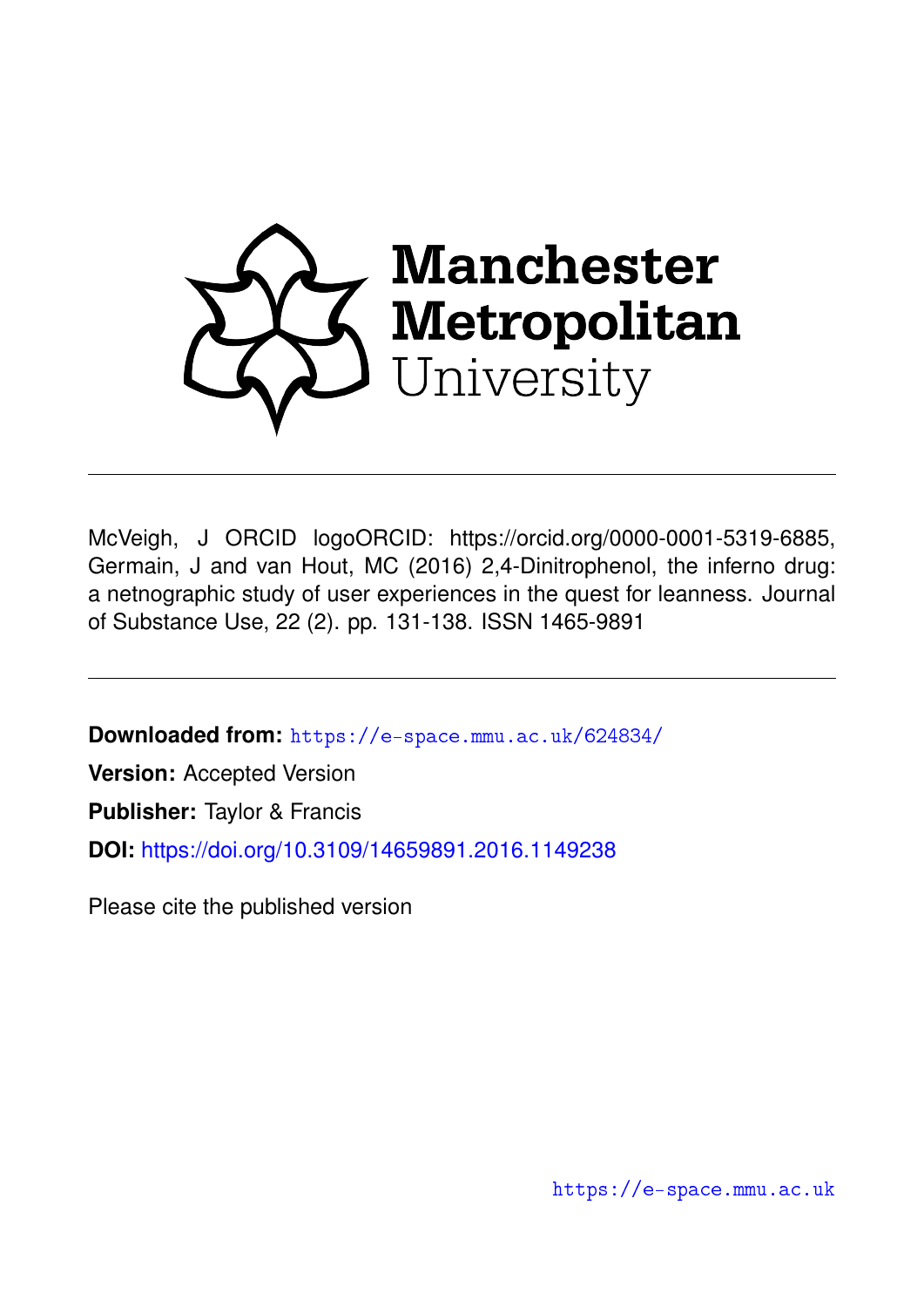Manchester Metropolitan University

McVeigh, J ORCID logoORCID: https://orcid.org/0000-0001-5319-6885, Germain, J and van Hout, MC (2016) 2,4-Dinitrophenol, the inferno drug: a netnographic study of user experiences in the quest for leanness. Journal of Substance Use, 22 (2). pp. 131-138. ISSN 1465-9891

**Downloaded from:** https://e-space.mmu.ac.uk/624834/

**Version:** Accepted Version

**Publisher:** Taylor & Francis

**DOI:** https://doi.org/10.3109/14659891.2016.1149238

Please cite the published version

https://e-space.mmu.ac.uk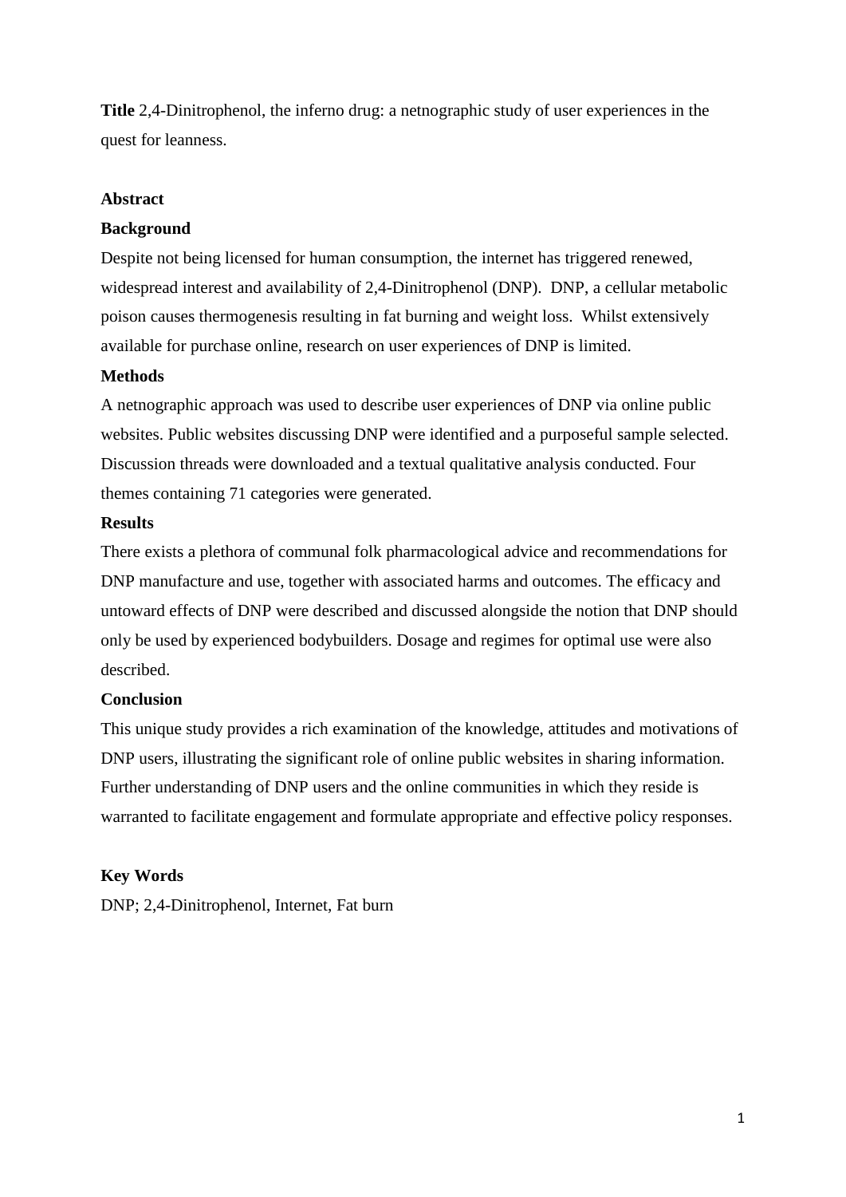**Title** 2,4-Dinitrophenol, the inferno drug: a netnographic study of user experiences in the quest for leanness.

## Abstract

### Background

Despite not being licensed for human consumption, the internet has triggered renewed, widespread interest and availability of 2,4-Dinitrophenol (DNP). DNP, a cellular metabolic poison causes thermogenesis resulting in fat burning and weight loss. Whilst extensively available for purchase online, research on user experiences of DNP is limited.

### Methods

A netnographic approach was used to describe user experiences of DNP via online public websites. Public websites discussing DNP were identified and a purposeful sample selected. Discussion threads were downloaded and a textual qualitative analysis conducted. Four themes containing 71 categories were generated.

### Results

There exists a plethora of communal folk pharmacological advice and recommendations for DNP manufacture and use, together with associated harms and outcomes. The efficacy and untoward effects of DNP were described and discussed alongside the notion that DNP should only be used by experienced bodybuilders. Dosage and regimes for optimal use were also described.

### Conclusion

This unique study provides a rich examination of the knowledge, attitudes and motivations of DNP users, illustrating the significant role of online public websites in sharing information. Further understanding of DNP users and the online communities in which they reside is warranted to facilitate engagement and formulate appropriate and effective policy responses.

### Key Words

DNP; 2,4-Dinitrophenol, Internet, Fat burn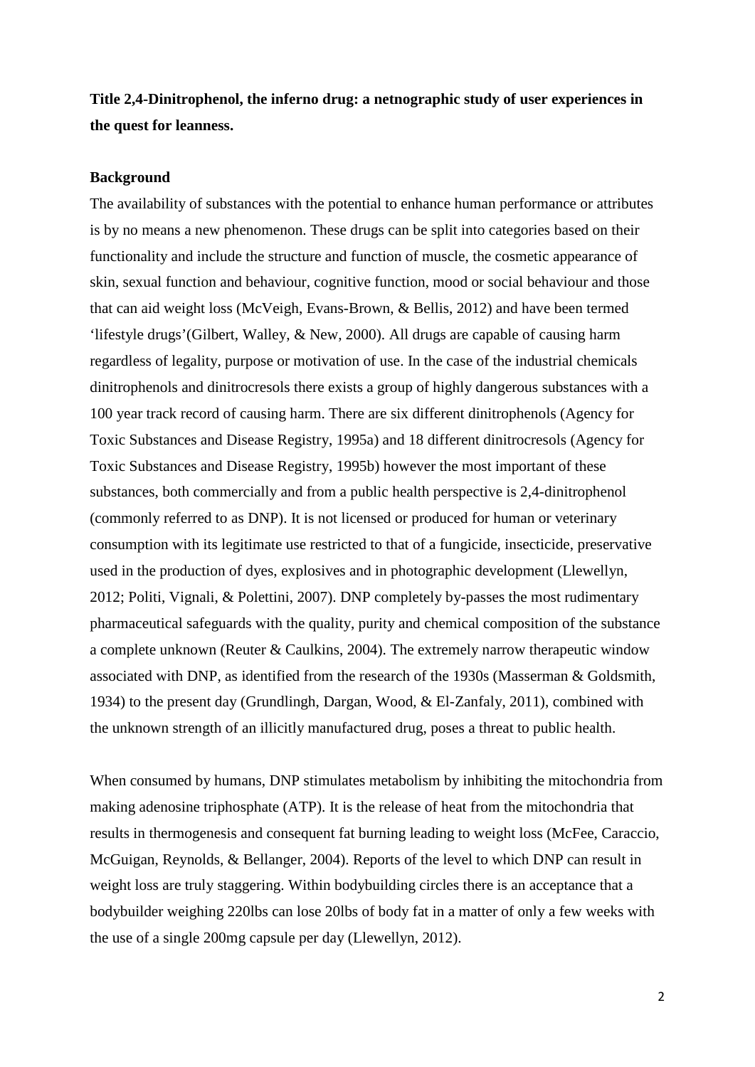**Title 2,4-Dinitrophenol, the inferno drug: a netnographic study of user experiences in the quest for leanness.**

**Background**

The availability of substances with the potential to enhance human performance or attributes is by no means a new phenomenon. These drugs can be split into categories based on their functionality and include the structure and function of muscle, the cosmetic appearance of skin, sexual function and behaviour, cognitive function, mood or social behaviour and those that can aid weight loss (McVeigh, Evans-Brown, & Bellis, 2012) and have been termed 'lifestyle drugs'(Gilbert, Walley, & New, 2000). All drugs are capable of causing harm regardless of legality, purpose or motivation of use. In the case of the industrial chemicals dinitrophenols and dinitrocresols there exists a group of highly dangerous substances with a 100 year track record of causing harm. There are six different dinitrophenols (Agency for Toxic Substances and Disease Registry, 1995a) and 18 different dinitrocresols (Agency for Toxic Substances and Disease Registry, 1995b) however the most important of these substances, both commercially and from a public health perspective is 2,4-dinitrophenol (commonly referred to as DNP). It is not licensed or produced for human or veterinary consumption with its legitimate use restricted to that of a fungicide, insecticide, preservative used in the production of dyes, explosives and in photographic development (Llewellyn, 2012; Politi, Vignali, & Polettini, 2007). DNP completely by-passes the most rudimentary pharmaceutical safeguards with the quality, purity and chemical composition of the substance a complete unknown (Reuter & Caulkins, 2004). The extremely narrow therapeutic window associated with DNP, as identified from the research of the 1930s (Masserman & Goldsmith, 1934) to the present day (Grundlingh, Dargan, Wood, & El-Zanfaly, 2011), combined with the unknown strength of an illicitly manufactured drug, poses a threat to public health.

When consumed by humans, DNP stimulates metabolism by inhibiting the mitochondria from making adenosine triphosphate (ATP). It is the release of heat from the mitochondria that results in thermogenesis and consequent fat burning leading to weight loss (McFee, Caraccio, McGuigan, Reynolds, & Bellanger, 2004). Reports of the level to which DNP can result in weight loss are truly staggering. Within bodybuilding circles there is an acceptance that a bodybuilder weighing 220lbs can lose 20lbs of body fat in a matter of only a few weeks with the use of a single 200mg capsule per day (Llewellyn, 2012).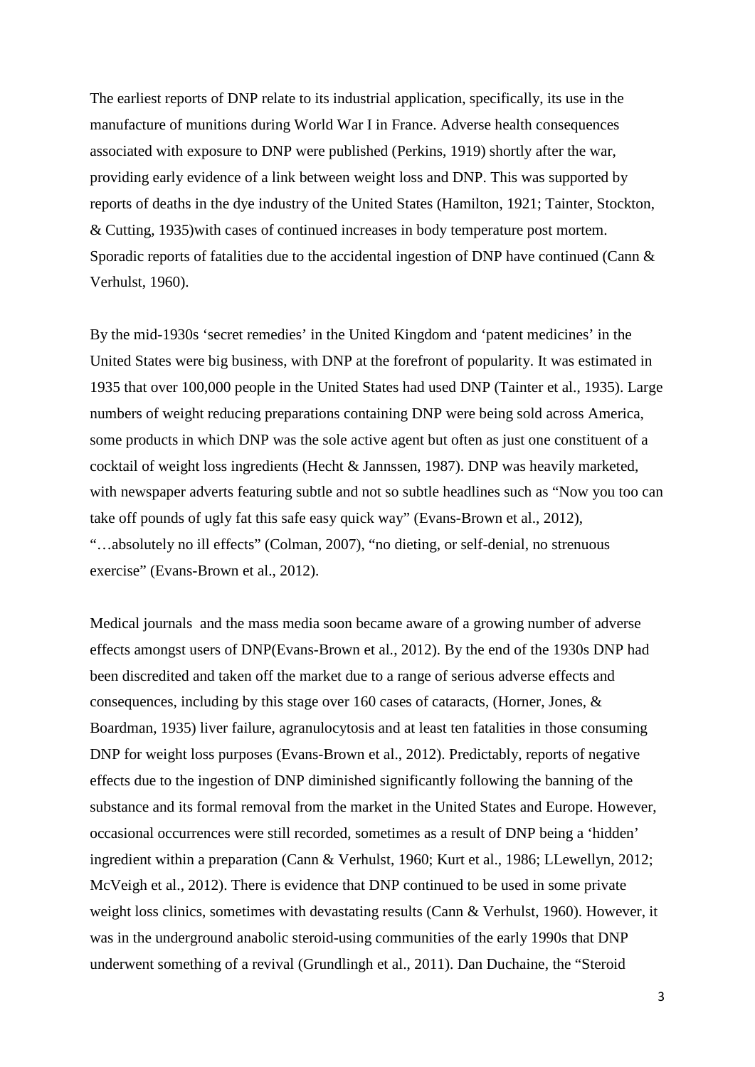The earliest reports of DNP relate to its industrial application, specifically, its use in the manufacture of munitions during World War I in France. Adverse health consequences associated with exposure to DNP were published (Perkins, 1919) shortly after the war, providing early evidence of a link between weight loss and DNP. This was supported by reports of deaths in the dye industry of the United States (Hamilton, 1921; Tainter, Stockton, & Cutting, 1935)with cases of continued increases in body temperature post mortem. Sporadic reports of fatalities due to the accidental ingestion of DNP have continued (Cann & Verhulst, 1960).

By the mid-1930s 'secret remedies' in the United Kingdom and 'patent medicines' in the United States were big business, with DNP at the forefront of popularity. It was estimated in 1935 that over 100,000 people in the United States had used DNP (Tainter et al., 1935). Large numbers of weight reducing preparations containing DNP were being sold across America, some products in which DNP was the sole active agent but often as just one constituent of a cocktail of weight loss ingredients (Hecht & Jannssen, 1987). DNP was heavily marketed, with newspaper adverts featuring subtle and not so subtle headlines such as "Now you too can take off pounds of ugly fat this safe easy quick way" (Evans-Brown et al., 2012), "…absolutely no ill effects" (Colman, 2007), "no dieting, or self-denial, no strenuous exercise" (Evans-Brown et al., 2012).

Medical journals and the mass media soon became aware of a growing number of adverse effects amongst users of DNP(Evans-Brown et al., 2012). By the end of the 1930s DNP had been discredited and taken off the market due to a range of serious adverse effects and consequences, including by this stage over 160 cases of cataracts, (Horner, Jones, & Boardman, 1935) liver failure, agranulocytosis and at least ten fatalities in those consuming DNP for weight loss purposes (Evans-Brown et al., 2012). Predictably, reports of negative effects due to the ingestion of DNP diminished significantly following the banning of the substance and its formal removal from the market in the United States and Europe. However, occasional occurrences were still recorded, sometimes as a result of DNP being a 'hidden' ingredient within a preparation (Cann & Verhulst, 1960; Kurt et al., 1986; LLewellyn, 2012; McVeigh et al., 2012). There is evidence that DNP continued to be used in some private weight loss clinics, sometimes with devastating results (Cann & Verhulst, 1960). However, it was in the underground anabolic steroid-using communities of the early 1990s that DNP underwent something of a revival (Grundlingh et al., 2011). Dan Duchaine, the "Steroid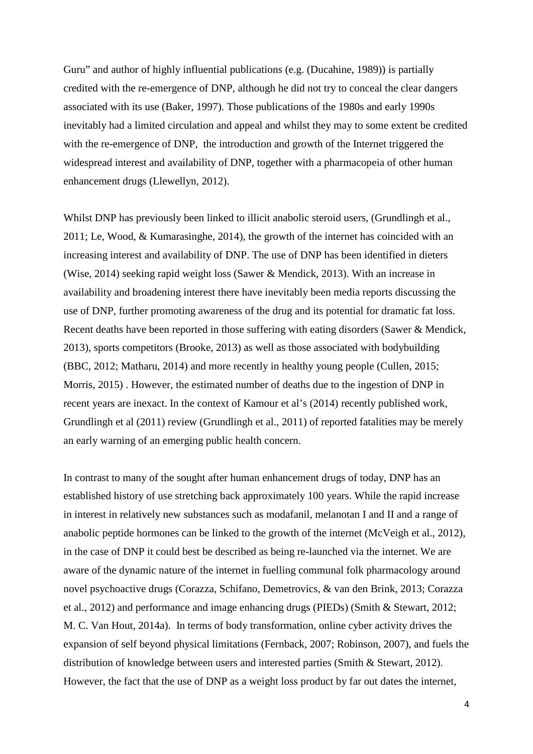Guru" and author of highly influential publications (e.g. (Ducahine, 1989)) is partially credited with the re-emergence of DNP, although he did not try to conceal the clear dangers associated with its use (Baker, 1997). Those publications of the 1980s and early 1990s inevitably had a limited circulation and appeal and whilst they may to some extent be credited with the re-emergence of DNP, the introduction and growth of the Internet triggered the widespread interest and availability of DNP, together with a pharmacopeia of other human enhancement drugs (Llewellyn, 2012).

Whilst DNP has previously been linked to illicit anabolic steroid users, (Grundlingh et al., 2011; Le, Wood, & Kumarasinghe, 2014), the growth of the internet has coincided with an increasing interest and availability of DNP. The use of DNP has been identified in dieters (Wise, 2014) seeking rapid weight loss (Sawer & Mendick, 2013). With an increase in availability and broadening interest there have inevitably been media reports discussing the use of DNP, further promoting awareness of the drug and its potential for dramatic fat loss. Recent deaths have been reported in those suffering with eating disorders (Sawer & Mendick, 2013), sports competitors (Brooke, 2013) as well as those associated with bodybuilding (BBC, 2012; Matharu, 2014) and more recently in healthy young people (Cullen, 2015; Morris, 2015) . However, the estimated number of deaths due to the ingestion of DNP in recent years are inexact. In the context of Kamour et al's (2014) recently published work, Grundlingh et al (2011) review (Grundlingh et al., 2011) of reported fatalities may be merely an early warning of an emerging public health concern.

In contrast to many of the sought after human enhancement drugs of today, DNP has an established history of use stretching back approximately 100 years. While the rapid increase in interest in relatively new substances such as modafanil, melanotan I and II and a range of anabolic peptide hormones can be linked to the growth of the internet (McVeigh et al., 2012), in the case of DNP it could best be described as being re-launched via the internet. We are aware of the dynamic nature of the internet in fuelling communal folk pharmacology around novel psychoactive drugs (Corazza, Schifano, Demetrovics, & van den Brink, 2013; Corazza et al., 2012) and performance and image enhancing drugs (PIEDs) (Smith & Stewart, 2012; M. C. Van Hout, 2014a). In terms of body transformation, online cyber activity drives the expansion of self beyond physical limitations (Fernback, 2007; Robinson, 2007), and fuels the distribution of knowledge between users and interested parties (Smith & Stewart, 2012). However, the fact that the use of DNP as a weight loss product by far out dates the internet,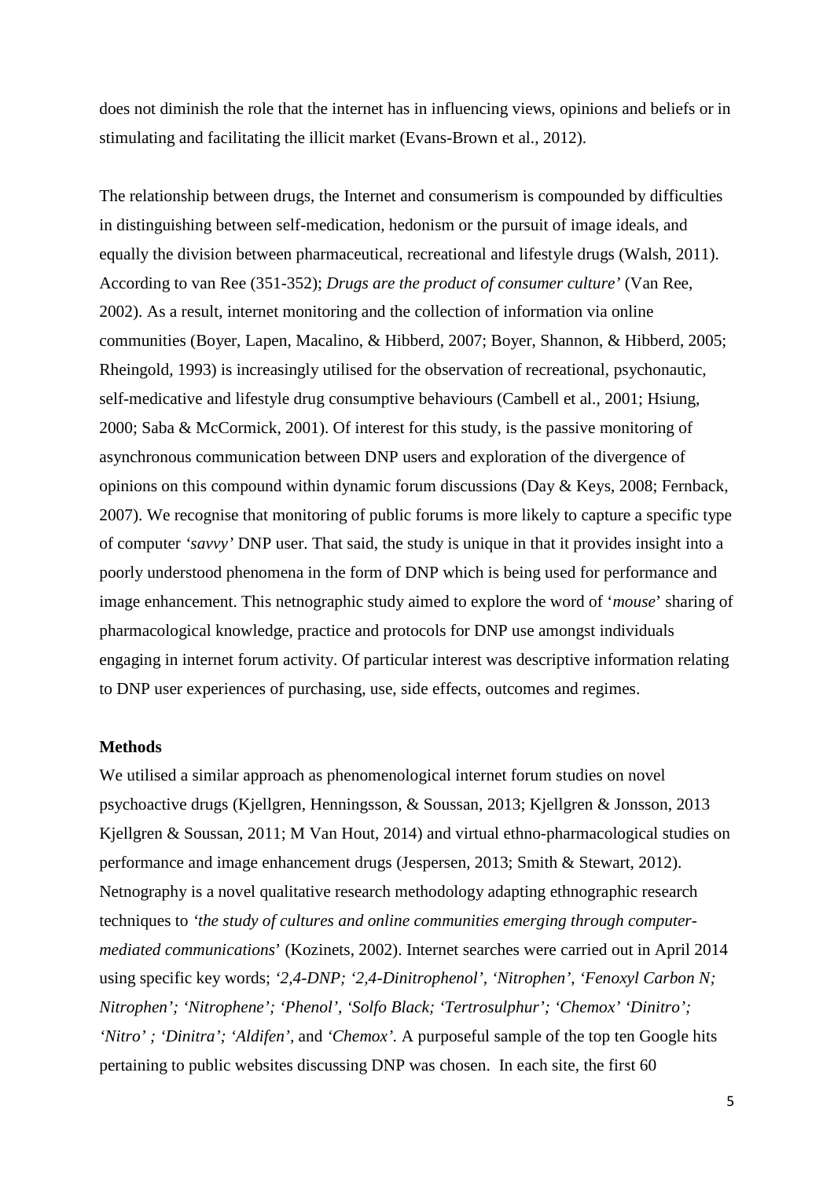does not diminish the role that the internet has in influencing views, opinions and beliefs or in stimulating and facilitating the illicit market (Evans-Brown et al., 2012).

The relationship between drugs, the Internet and consumerism is compounded by difficulties in distinguishing between self-medication, hedonism or the pursuit of image ideals, and equally the division between pharmaceutical, recreational and lifestyle drugs (Walsh, 2011). According to van Ree (351-352); *Drugs are the product of consumer culture'* (Van Ree, 2002). As a result, internet monitoring and the collection of information via online communities (Boyer, Lapen, Macalino, & Hibberd, 2007; Boyer, Shannon, & Hibberd, 2005; Rheingold, 1993) is increasingly utilised for the observation of recreational, psychonautic, self-medicative and lifestyle drug consumptive behaviours (Cambell et al., 2001; Hsiung, 2000; Saba & McCormick, 2001). Of interest for this study, is the passive monitoring of asynchronous communication between DNP users and exploration of the divergence of opinions on this compound within dynamic forum discussions (Day & Keys, 2008; Fernback, 2007). We recognise that monitoring of public forums is more likely to capture a specific type of computer *'savvy'* DNP user. That said, the study is unique in that it provides insight into a poorly understood phenomena in the form of DNP which is being used for performance and image enhancement. This netnographic study aimed to explore the word of '*mouse*' sharing of pharmacological knowledge, practice and protocols for DNP use amongst individuals engaging in internet forum activity. Of particular interest was descriptive information relating to DNP user experiences of purchasing, use, side effects, outcomes and regimes.

## Methods

We utilised a similar approach as phenomenological internet forum studies on novel psychoactive drugs (Kjellgren, Henningsson, & Soussan, 2013; Kjellgren & Jonsson, 2013 Kjellgren & Soussan, 2011; M Van Hout, 2014) and virtual ethno-pharmacological studies on performance and image enhancement drugs (Jespersen, 2013; Smith & Stewart, 2012). Netnography is a novel qualitative research methodology adapting ethnographic research techniques to *'the study of cultures and online communities emerging through computer-mediated communications*' (Kozinets, 2002). Internet searches were carried out in April 2014 using specific key words; *'2,4-DNP; '2,4-Dinitrophenol', 'Nitrophen', 'Fenoxyl Carbon N; Nitrophen'; 'Nitrophene'; 'Phenol', 'Solfo Black; 'Tertrosulphur'; 'Chemox' 'Dinitro'; 'Nitro' ; 'Dinitra'; 'Aldifen'*, and *'Chemox'.* A purposeful sample of the top ten Google hits pertaining to public websites discussing DNP was chosen. In each site, the first 60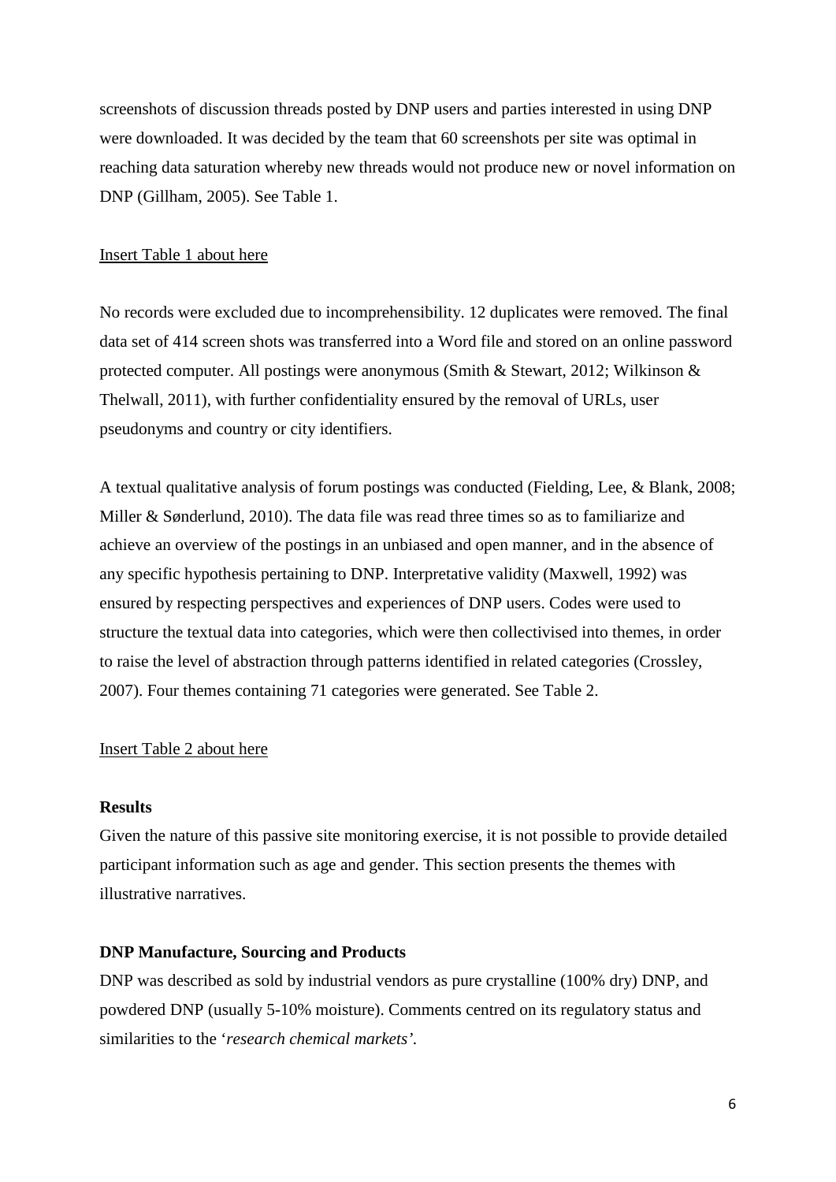screenshots of discussion threads posted by DNP users and parties interested in using DNP were downloaded. It was decided by the team that 60 screenshots per site was optimal in reaching data saturation whereby new threads would not produce new or novel information on DNP (Gillham, 2005). See Table 1.

Insert Table 1 about here

No records were excluded due to incomprehensibility. 12 duplicates were removed. The final data set of 414 screen shots was transferred into a Word file and stored on an online password protected computer. All postings were anonymous (Smith & Stewart, 2012; Wilkinson & Thelwall, 2011), with further confidentiality ensured by the removal of URLs, user pseudonyms and country or city identifiers.

A textual qualitative analysis of forum postings was conducted (Fielding, Lee, & Blank, 2008; Miller & Sønderlund, 2010). The data file was read three times so as to familiarize and achieve an overview of the postings in an unbiased and open manner, and in the absence of any specific hypothesis pertaining to DNP. Interpretative validity (Maxwell, 1992) was ensured by respecting perspectives and experiences of DNP users. Codes were used to structure the textual data into categories, which were then collectivised into themes, in order to raise the level of abstraction through patterns identified in related categories (Crossley, 2007). Four themes containing 71 categories were generated. See Table 2.

Insert Table 2 about here

**Results**

Given the nature of this passive site monitoring exercise, it is not possible to provide detailed participant information such as age and gender. This section presents the themes with illustrative narratives.

**DNP Manufacture, Sourcing and Products**

DNP was described as sold by industrial vendors as pure crystalline (100% dry) DNP, and powdered DNP (usually 5-10% moisture). Comments centred on its regulatory status and similarities to the '*research chemical markets'*.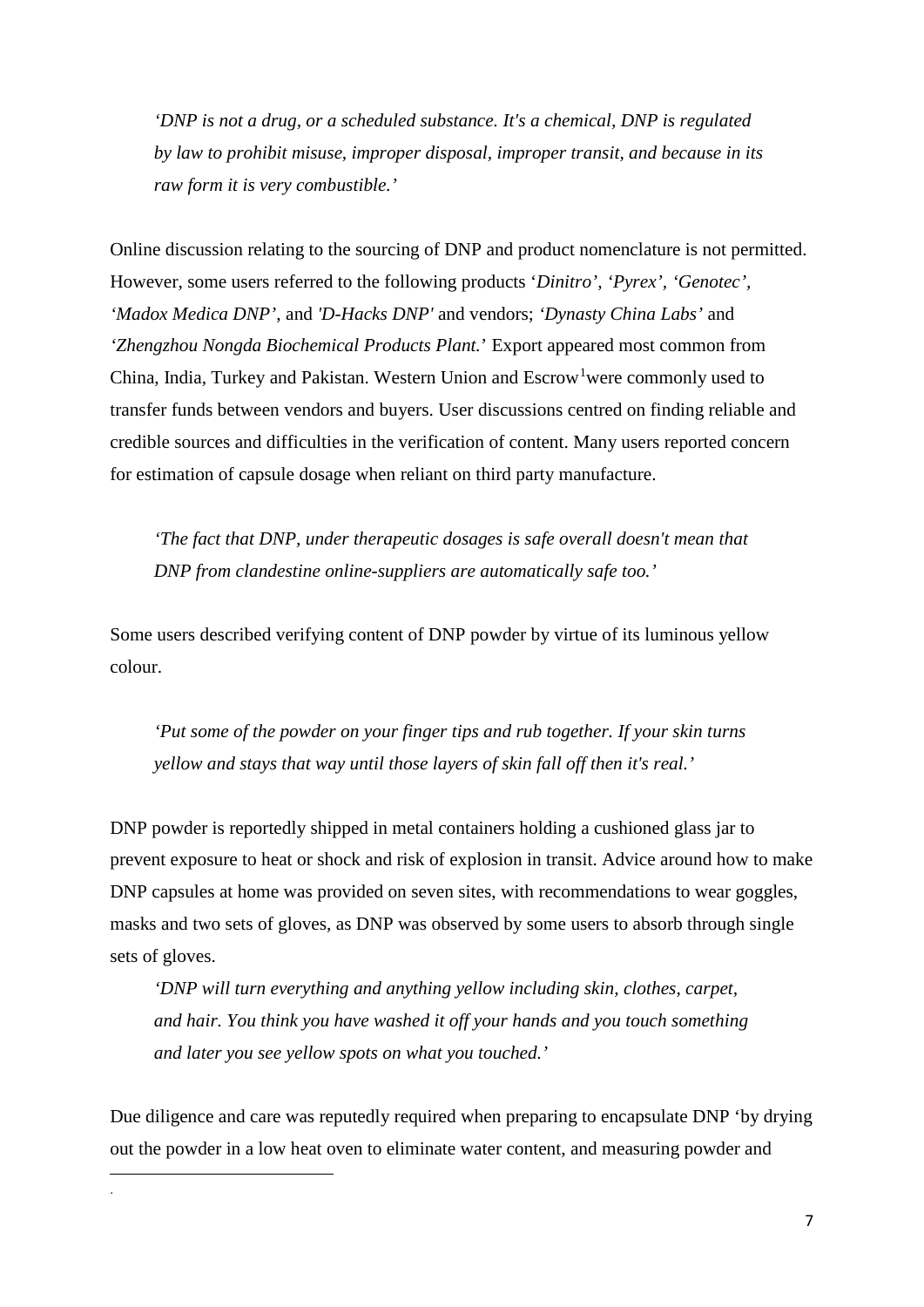> *'DNP is not a drug, or a scheduled substance. It's a chemical, DNP is regulated by law to prohibit misuse, improper disposal, improper transit, and because in its raw form it is very combustible.'*

Online discussion relating to the sourcing of DNP and product nomenclature is not permitted. However, some users referred to the following products '*Dinitro', 'Pyrex', 'Genotec', 'Madox Medica DNP'*, and *'D-Hacks DNP'* and vendors; *'Dynasty China Labs'* and *'Zhengzhou Nongda Biochemical Products Plant.'* Export appeared most common from China, India, Turkey and Pakistan. Western Union and Escrow[1]were commonly used to transfer funds between vendors and buyers. User discussions centred on finding reliable and credible sources and difficulties in the verification of content. Many users reported concern for estimation of capsule dosage when reliant on third party manufacture.

> *'The fact that DNP, under therapeutic dosages is safe overall doesn't mean that DNP from clandestine online-suppliers are automatically safe too.'*

Some users described verifying content of DNP powder by virtue of its luminous yellow colour.

> *'Put some of the powder on your finger tips and rub together. If your skin turns yellow and stays that way until those layers of skin fall off then it's real.'*

DNP powder is reportedly shipped in metal containers holding a cushioned glass jar to prevent exposure to heat or shock and risk of explosion in transit. Advice around how to make DNP capsules at home was provided on seven sites, with recommendations to wear goggles, masks and two sets of gloves, as DNP was observed by some users to absorb through single sets of gloves.

> *'DNP will turn everything and anything yellow including skin, clothes, carpet, and hair. You think you have washed it off your hands and you touch something and later you see yellow spots on what you touched.'*

Due diligence and care was reputedly required when preparing to encapsulate DNP 'by drying out the powder in a low heat oven to eliminate water content, and measuring powder and

.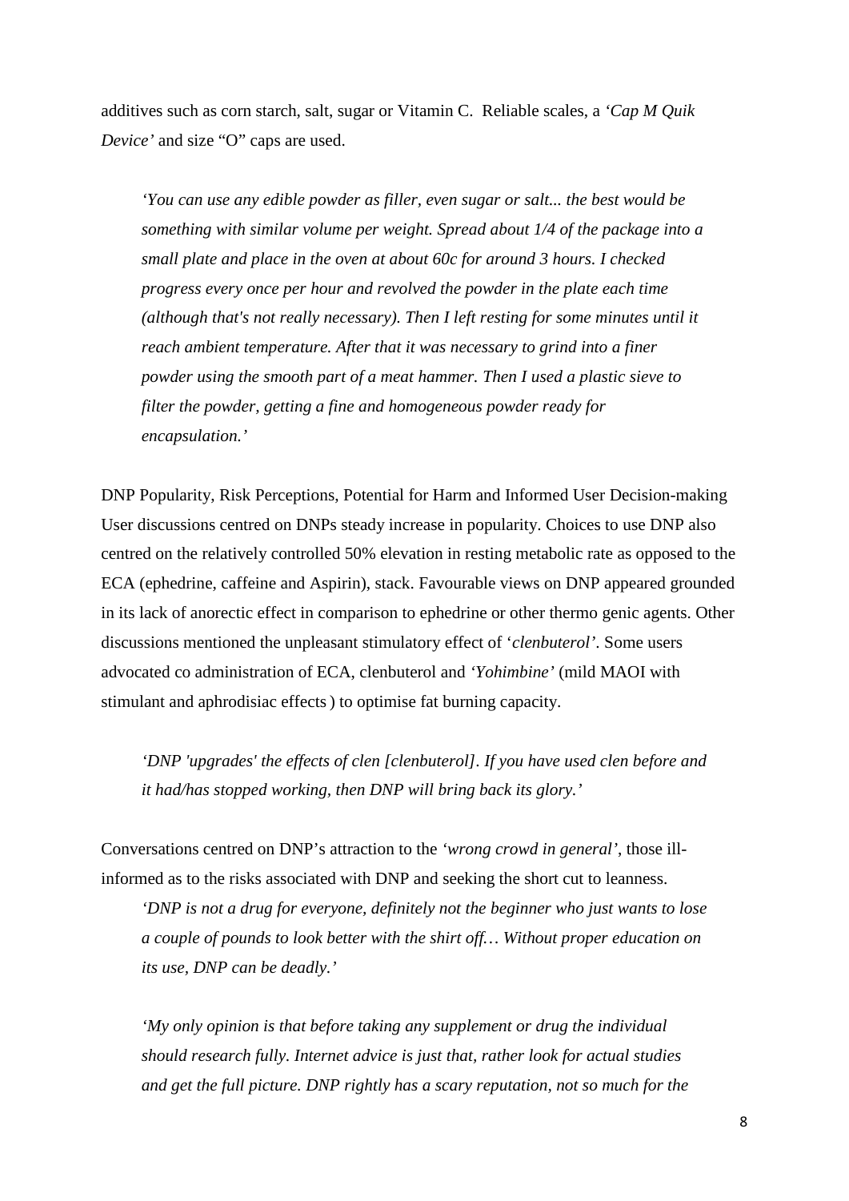additives such as corn starch, salt, sugar or Vitamin C. Reliable scales, a *'Cap M Quik Device'* and size "O" caps are used.

> *'You can use any edible powder as filler, even sugar or salt... the best would be something with similar volume per weight. Spread about 1/4 of the package into a small plate and place in the oven at about 60c for around 3 hours. I checked progress every once per hour and revolved the powder in the plate each time (although that's not really necessary). Then I left resting for some minutes until it reach ambient temperature. After that it was necessary to grind into a finer powder using the smooth part of a meat hammer. Then I used a plastic sieve to filter the powder, getting a fine and homogeneous powder ready for encapsulation.'*

DNP Popularity, Risk Perceptions, Potential for Harm and Informed User Decision-making

User discussions centred on DNPs steady increase in popularity. Choices to use DNP also centred on the relatively controlled 50% elevation in resting metabolic rate as opposed to the ECA (ephedrine, caffeine and Aspirin), stack. Favourable views on DNP appeared grounded in its lack of anorectic effect in comparison to ephedrine or other thermo genic agents. Other discussions mentioned the unpleasant stimulatory effect of '*clenbuterol'*. Some users advocated co administration of ECA, clenbuterol and *'Yohimbine'* (mild MAOI with stimulant and aphrodisiac effects ) to optimise fat burning capacity.

> *'DNP 'upgrades' the effects of clen [clenbuterol]. If you have used clen before and it had/has stopped working, then DNP will bring back its glory.'*

Conversations centred on DNP's attraction to the *'wrong crowd in general'*, those ill-informed as to the risks associated with DNP and seeking the short cut to leanness.

> *'DNP is not a drug for everyone, definitely not the beginner who just wants to lose a couple of pounds to look better with the shirt off… Without proper education on its use, DNP can be deadly.'*

> *'My only opinion is that before taking any supplement or drug the individual should research fully. Internet advice is just that, rather look for actual studies and get the full picture. DNP rightly has a scary reputation, not so much for the*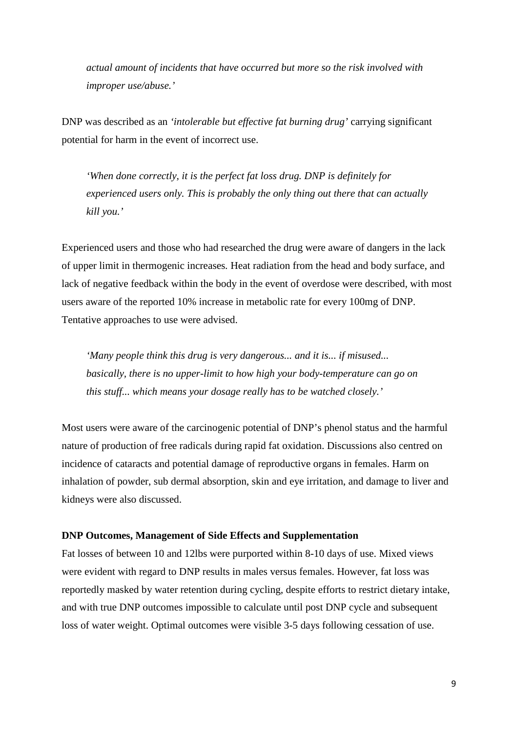*actual amount of incidents that have occurred but more so the risk involved with improper use/abuse.'*

DNP was described as an *'intolerable but effective fat burning drug'* carrying significant potential for harm in the event of incorrect use.

*'When done correctly, it is the perfect fat loss drug. DNP is definitely for experienced users only. This is probably the only thing out there that can actually kill you.'*

Experienced users and those who had researched the drug were aware of dangers in the lack of upper limit in thermogenic increases. Heat radiation from the head and body surface, and lack of negative feedback within the body in the event of overdose were described, with most users aware of the reported 10% increase in metabolic rate for every 100mg of DNP. Tentative approaches to use were advised.

*'Many people think this drug is very dangerous... and it is... if misused... basically, there is no upper-limit to how high your body-temperature can go on this stuff... which means your dosage really has to be watched closely.'*

Most users were aware of the carcinogenic potential of DNP's phenol status and the harmful nature of production of free radicals during rapid fat oxidation. Discussions also centred on incidence of cataracts and potential damage of reproductive organs in females. Harm on inhalation of powder, sub dermal absorption, skin and eye irritation, and damage to liver and kidneys were also discussed.

**DNP Outcomes, Management of Side Effects and Supplementation**

Fat losses of between 10 and 12lbs were purported within 8-10 days of use. Mixed views were evident with regard to DNP results in males versus females. However, fat loss was reportedly masked by water retention during cycling, despite efforts to restrict dietary intake, and with true DNP outcomes impossible to calculate until post DNP cycle and subsequent loss of water weight. Optimal outcomes were visible 3-5 days following cessation of use.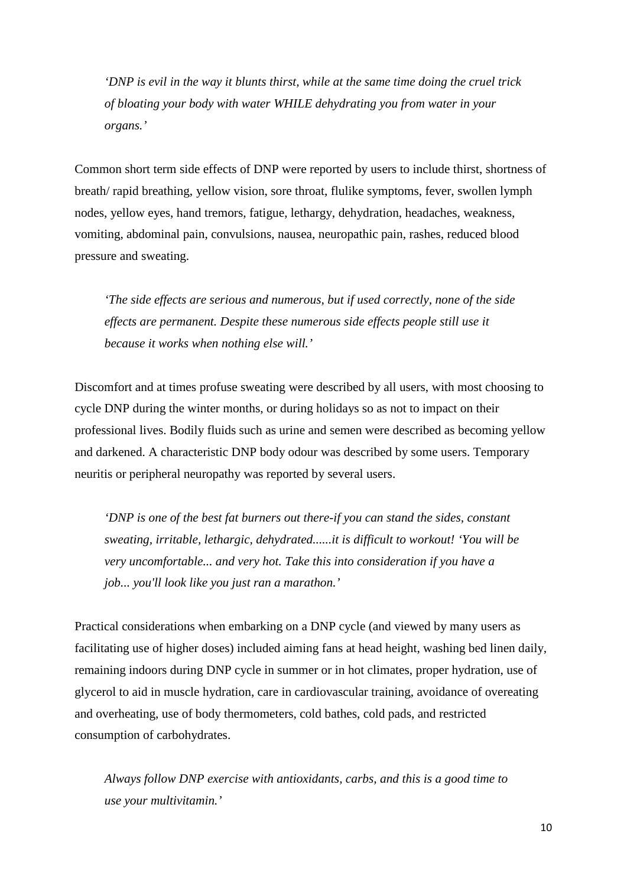> *'DNP is evil in the way it blunts thirst, while at the same time doing the cruel trick of bloating your body with water WHILE dehydrating you from water in your organs.'*

Common short term side effects of DNP were reported by users to include thirst, shortness of breath/ rapid breathing, yellow vision, sore throat, flulike symptoms, fever, swollen lymph nodes, yellow eyes, hand tremors, fatigue, lethargy, dehydration, headaches, weakness, vomiting, abdominal pain, convulsions, nausea, neuropathic pain, rashes, reduced blood pressure and sweating.

> *'The side effects are serious and numerous, but if used correctly, none of the side effects are permanent. Despite these numerous side effects people still use it because it works when nothing else will.'*

Discomfort and at times profuse sweating were described by all users, with most choosing to cycle DNP during the winter months, or during holidays so as not to impact on their professional lives. Bodily fluids such as urine and semen were described as becoming yellow and darkened. A characteristic DNP body odour was described by some users. Temporary neuritis or peripheral neuropathy was reported by several users.

> *'DNP is one of the best fat burners out there-if you can stand the sides, constant sweating, irritable, lethargic, dehydrated......it is difficult to workout! 'You will be very uncomfortable... and very hot. Take this into consideration if you have a job... you'll look like you just ran a marathon.'*

Practical considerations when embarking on a DNP cycle (and viewed by many users as facilitating use of higher doses) included aiming fans at head height, washing bed linen daily, remaining indoors during DNP cycle in summer or in hot climates, proper hydration, use of glycerol to aid in muscle hydration, care in cardiovascular training, avoidance of overeating and overheating, use of body thermometers, cold bathes, cold pads, and restricted consumption of carbohydrates.

> *Always follow DNP exercise with antioxidants, carbs, and this is a good time to use your multivitamin.'*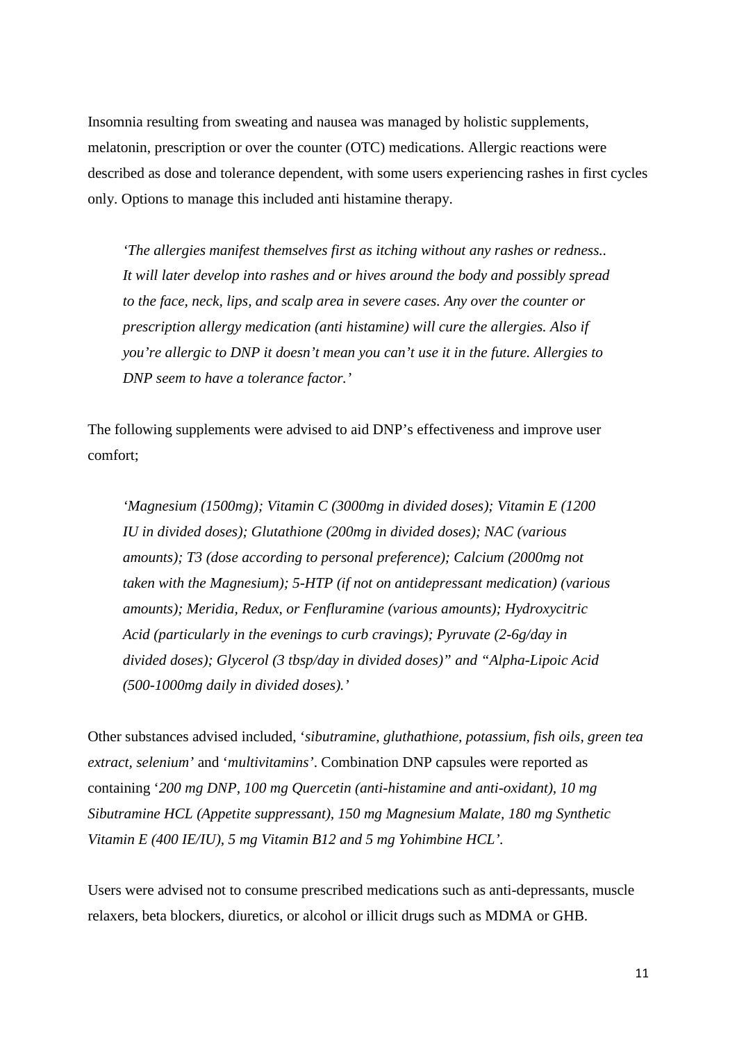Insomnia resulting from sweating and nausea was managed by holistic supplements, melatonin, prescription or over the counter (OTC) medications. Allergic reactions were described as dose and tolerance dependent, with some users experiencing rashes in first cycles only. Options to manage this included anti histamine therapy.

> *'The allergies manifest themselves first as itching without any rashes or redness.. It will later develop into rashes and or hives around the body and possibly spread to the face, neck, lips, and scalp area in severe cases. Any over the counter or prescription allergy medication (anti histamine) will cure the allergies. Also if you're allergic to DNP it doesn't mean you can't use it in the future. Allergies to DNP seem to have a tolerance factor.'*

The following supplements were advised to aid DNP's effectiveness and improve user comfort;

> *'Magnesium (1500mg); Vitamin C (3000mg in divided doses); Vitamin E (1200 IU in divided doses); Glutathione (200mg in divided doses); NAC (various amounts); T3 (dose according to personal preference); Calcium (2000mg not taken with the Magnesium); 5-HTP (if not on antidepressant medication) (various amounts); Meridia, Redux, or Fenfluramine (various amounts); Hydroxycitric Acid (particularly in the evenings to curb cravings); Pyruvate (2-6g/day in divided doses); Glycerol (3 tbsp/day in divided doses)" and "Alpha-Lipoic Acid (500-1000mg daily in divided doses).'*

Other substances advised included, '*sibutramine, gluthathione, potassium, fish oils, green tea extract, selenium'* and '*multivitamins'*. Combination DNP capsules were reported as containing '*200 mg DNP, 100 mg Quercetin (anti-histamine and anti-oxidant), 10 mg Sibutramine HCL (Appetite suppressant), 150 mg Magnesium Malate, 180 mg Synthetic Vitamin E (400 IE/IU), 5 mg Vitamin B12 and 5 mg Yohimbine HCL'*.

Users were advised not to consume prescribed medications such as anti-depressants, muscle relaxers, beta blockers, diuretics, or alcohol or illicit drugs such as MDMA or GHB.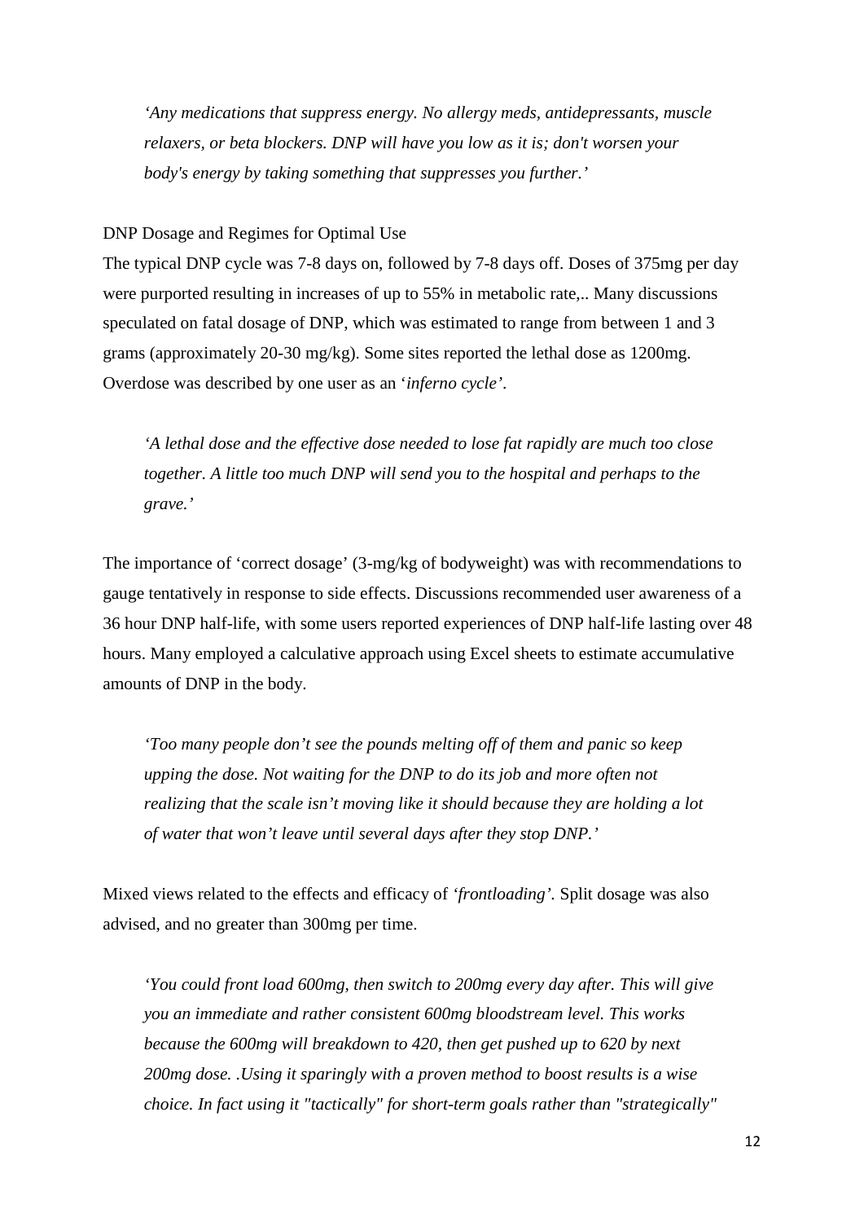*'Any medications that suppress energy. No allergy meds, antidepressants, muscle relaxers, or beta blockers. DNP will have you low as it is; don't worsen your body's energy by taking something that suppresses you further.'*

DNP Dosage and Regimes for Optimal Use

The typical DNP cycle was 7-8 days on, followed by 7-8 days off. Doses of 375mg per day were purported resulting in increases of up to 55% in metabolic rate,.. Many discussions speculated on fatal dosage of DNP, which was estimated to range from between 1 and 3 grams (approximately 20-30 mg/kg). Some sites reported the lethal dose as 1200mg. Overdose was described by one user as an '*inferno cycle'*.

*'A lethal dose and the effective dose needed to lose fat rapidly are much too close together. A little too much DNP will send you to the hospital and perhaps to the grave.'*

The importance of 'correct dosage' (3-mg/kg of bodyweight) was with recommendations to gauge tentatively in response to side effects. Discussions recommended user awareness of a 36 hour DNP half-life, with some users reported experiences of DNP half-life lasting over 48 hours. Many employed a calculative approach using Excel sheets to estimate accumulative amounts of DNP in the body.

*'Too many people don't see the pounds melting off of them and panic so keep upping the dose. Not waiting for the DNP to do its job and more often not realizing that the scale isn't moving like it should because they are holding a lot of water that won't leave until several days after they stop DNP.'*

Mixed views related to the effects and efficacy of *'frontloading'.* Split dosage was also advised, and no greater than 300mg per time.

*'You could front load 600mg, then switch to 200mg every day after. This will give you an immediate and rather consistent 600mg bloodstream level. This works because the 600mg will breakdown to 420, then get pushed up to 620 by next 200mg dose. .Using it sparingly with a proven method to boost results is a wise choice. In fact using it "tactically" for short-term goals rather than "strategically"*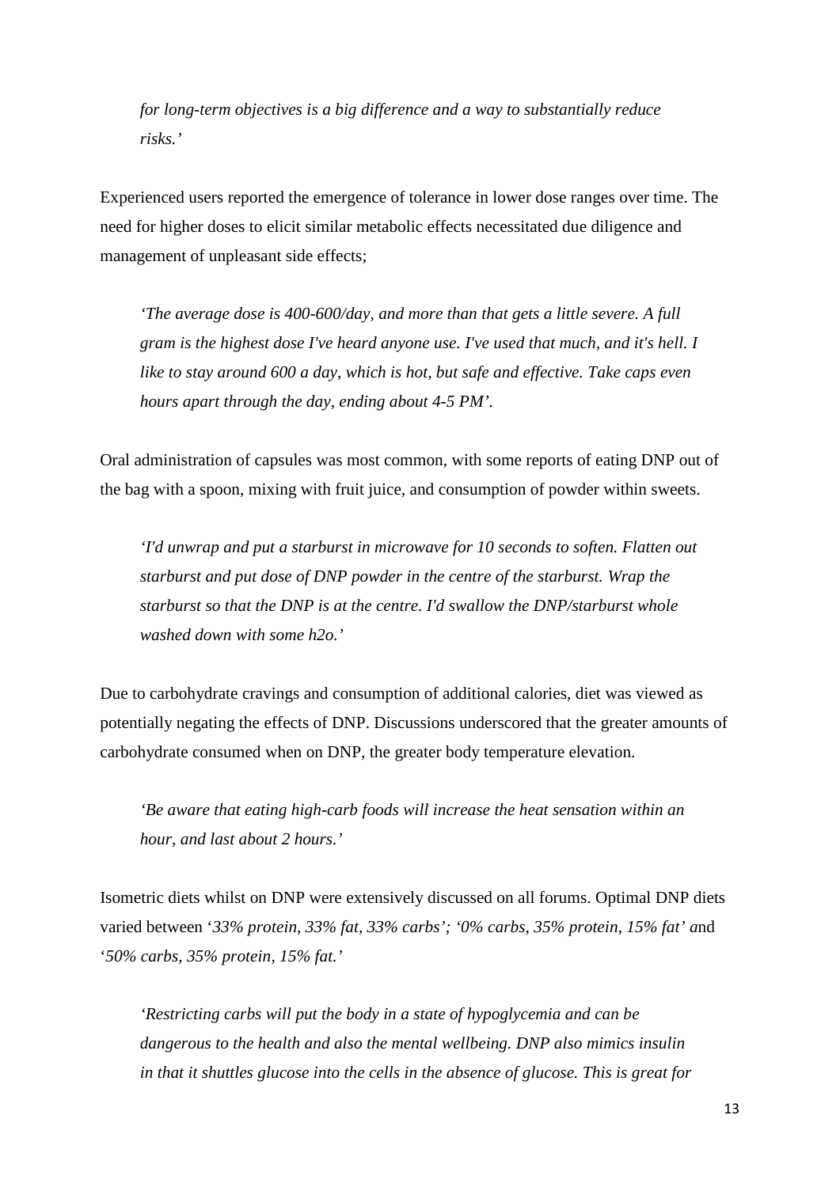*for long-term objectives is a big difference and a way to substantially reduce risks.'*

Experienced users reported the emergence of tolerance in lower dose ranges over time. The need for higher doses to elicit similar metabolic effects necessitated due diligence and management of unpleasant side effects;

> *'The average dose is 400-600/day, and more than that gets a little severe. A full gram is the highest dose I've heard anyone use. I've used that much, and it's hell. I like to stay around 600 a day, which is hot, but safe and effective. Take caps even hours apart through the day, ending about 4-5 PM'.*

Oral administration of capsules was most common, with some reports of eating DNP out of the bag with a spoon, mixing with fruit juice, and consumption of powder within sweets.

> *'I'd unwrap and put a starburst in microwave for 10 seconds to soften. Flatten out starburst and put dose of DNP powder in the centre of the starburst. Wrap the starburst so that the DNP is at the centre. I'd swallow the DNP/starburst whole washed down with some h2o.'*

Due to carbohydrate cravings and consumption of additional calories, diet was viewed as potentially negating the effects of DNP. Discussions underscored that the greater amounts of carbohydrate consumed when on DNP, the greater body temperature elevation.

> *'Be aware that eating high-carb foods will increase the heat sensation within an hour, and last about 2 hours.'*

Isometric diets whilst on DNP were extensively discussed on all forums. Optimal DNP diets varied between '*33% protein, 33% fat, 33% carbs*'; '*0% carbs, 35% protein, 15% fat*' and '*50% carbs, 35% protein, 15% fat.*'

> *'Restricting carbs will put the body in a state of hypoglycemia and can be dangerous to the health and also the mental wellbeing. DNP also mimics insulin in that it shuttles glucose into the cells in the absence of glucose. This is great for*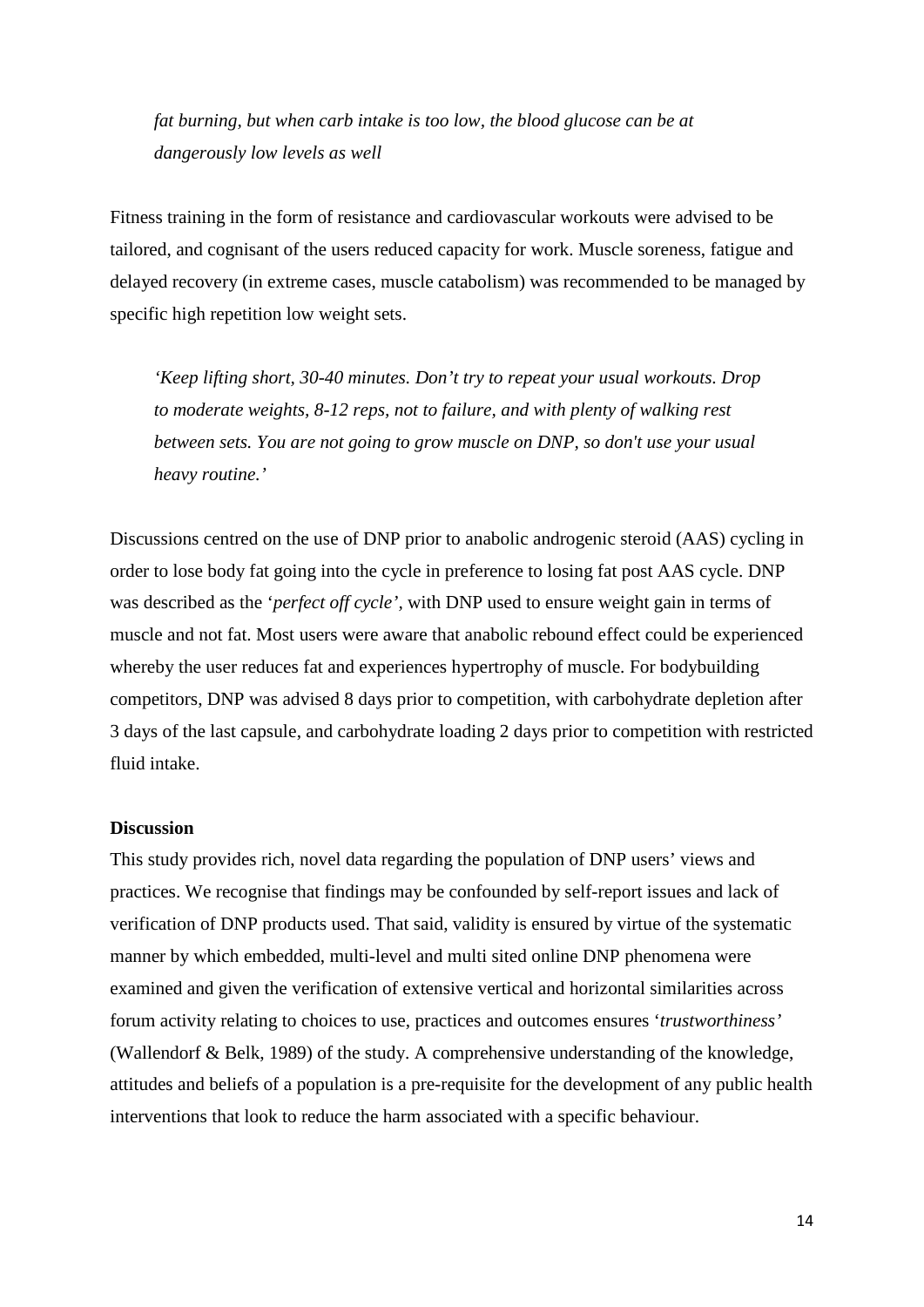> *fat burning, but when carb intake is too low, the blood glucose can be at dangerously low levels as well*

Fitness training in the form of resistance and cardiovascular workouts were advised to be tailored, and cognisant of the users reduced capacity for work. Muscle soreness, fatigue and delayed recovery (in extreme cases, muscle catabolism) was recommended to be managed by specific high repetition low weight sets.

> *'Keep lifting short, 30-40 minutes. Don't try to repeat your usual workouts. Drop to moderate weights, 8-12 reps, not to failure, and with plenty of walking rest between sets. You are not going to grow muscle on DNP, so don't use your usual heavy routine.'*

Discussions centred on the use of DNP prior to anabolic androgenic steroid (AAS) cycling in order to lose body fat going into the cycle in preference to losing fat post AAS cycle. DNP was described as the '*perfect off cycle'*, with DNP used to ensure weight gain in terms of muscle and not fat. Most users were aware that anabolic rebound effect could be experienced whereby the user reduces fat and experiences hypertrophy of muscle. For bodybuilding competitors, DNP was advised 8 days prior to competition, with carbohydrate depletion after 3 days of the last capsule, and carbohydrate loading 2 days prior to competition with restricted fluid intake.

**Discussion**

This study provides rich, novel data regarding the population of DNP users' views and practices. We recognise that findings may be confounded by self-report issues and lack of verification of DNP products used. That said, validity is ensured by virtue of the systematic manner by which embedded, multi-level and multi sited online DNP phenomena were examined and given the verification of extensive vertical and horizontal similarities across forum activity relating to choices to use, practices and outcomes ensures '*trustworthiness'* (Wallendorf & Belk, 1989) of the study. A comprehensive understanding of the knowledge, attitudes and beliefs of a population is a pre-requisite for the development of any public health interventions that look to reduce the harm associated with a specific behaviour.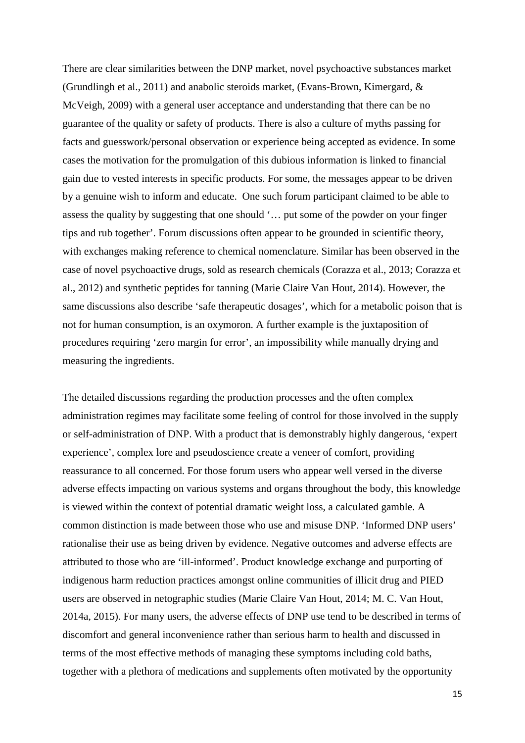There are clear similarities between the DNP market, novel psychoactive substances market (Grundlingh et al., 2011) and anabolic steroids market, (Evans-Brown, Kimergard, & McVeigh, 2009) with a general user acceptance and understanding that there can be no guarantee of the quality or safety of products. There is also a culture of myths passing for facts and guesswork/personal observation or experience being accepted as evidence. In some cases the motivation for the promulgation of this dubious information is linked to financial gain due to vested interests in specific products. For some, the messages appear to be driven by a genuine wish to inform and educate. One such forum participant claimed to be able to assess the quality by suggesting that one should '… put some of the powder on your finger tips and rub together'. Forum discussions often appear to be grounded in scientific theory, with exchanges making reference to chemical nomenclature. Similar has been observed in the case of novel psychoactive drugs, sold as research chemicals (Corazza et al., 2013; Corazza et al., 2012) and synthetic peptides for tanning (Marie Claire Van Hout, 2014). However, the same discussions also describe 'safe therapeutic dosages', which for a metabolic poison that is not for human consumption, is an oxymoron. A further example is the juxtaposition of procedures requiring 'zero margin for error', an impossibility while manually drying and measuring the ingredients.

The detailed discussions regarding the production processes and the often complex administration regimes may facilitate some feeling of control for those involved in the supply or self-administration of DNP. With a product that is demonstrably highly dangerous, 'expert experience', complex lore and pseudoscience create a veneer of comfort, providing reassurance to all concerned. For those forum users who appear well versed in the diverse adverse effects impacting on various systems and organs throughout the body, this knowledge is viewed within the context of potential dramatic weight loss, a calculated gamble. A common distinction is made between those who use and misuse DNP. 'Informed DNP users' rationalise their use as being driven by evidence. Negative outcomes and adverse effects are attributed to those who are 'ill-informed'. Product knowledge exchange and purporting of indigenous harm reduction practices amongst online communities of illicit drug and PIED users are observed in netographic studies (Marie Claire Van Hout, 2014; M. C. Van Hout, 2014a, 2015). For many users, the adverse effects of DNP use tend to be described in terms of discomfort and general inconvenience rather than serious harm to health and discussed in terms of the most effective methods of managing these symptoms including cold baths, together with a plethora of medications and supplements often motivated by the opportunity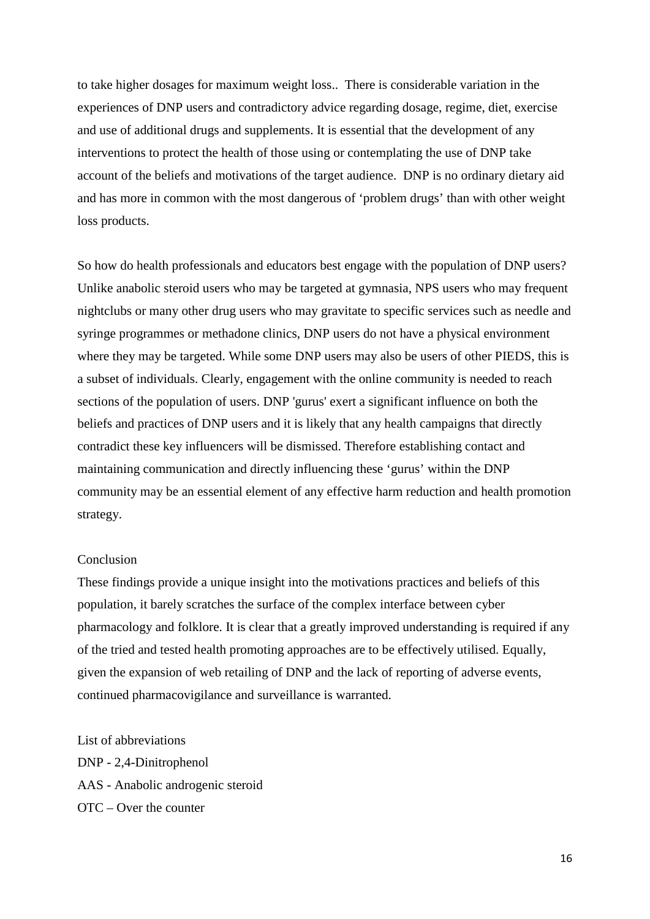to take higher dosages for maximum weight loss.. There is considerable variation in the experiences of DNP users and contradictory advice regarding dosage, regime, diet, exercise and use of additional drugs and supplements. It is essential that the development of any interventions to protect the health of those using or contemplating the use of DNP take account of the beliefs and motivations of the target audience. DNP is no ordinary dietary aid and has more in common with the most dangerous of 'problem drugs' than with other weight loss products.

So how do health professionals and educators best engage with the population of DNP users? Unlike anabolic steroid users who may be targeted at gymnasia, NPS users who may frequent nightclubs or many other drug users who may gravitate to specific services such as needle and syringe programmes or methadone clinics, DNP users do not have a physical environment where they may be targeted. While some DNP users may also be users of other PIEDS, this is a subset of individuals. Clearly, engagement with the online community is needed to reach sections of the population of users. DNP 'gurus' exert a significant influence on both the beliefs and practices of DNP users and it is likely that any health campaigns that directly contradict these key influencers will be dismissed. Therefore establishing contact and maintaining communication and directly influencing these 'gurus' within the DNP community may be an essential element of any effective harm reduction and health promotion strategy.

## Conclusion

These findings provide a unique insight into the motivations practices and beliefs of this population, it barely scratches the surface of the complex interface between cyber pharmacology and folklore. It is clear that a greatly improved understanding is required if any of the tried and tested health promoting approaches are to be effectively utilised. Equally, given the expansion of web retailing of DNP and the lack of reporting of adverse events, continued pharmacovigilance and surveillance is warranted.

## List of abbreviations

DNP - 2,4-Dinitrophenol

AAS - Anabolic androgenic steroid

OTC – Over the counter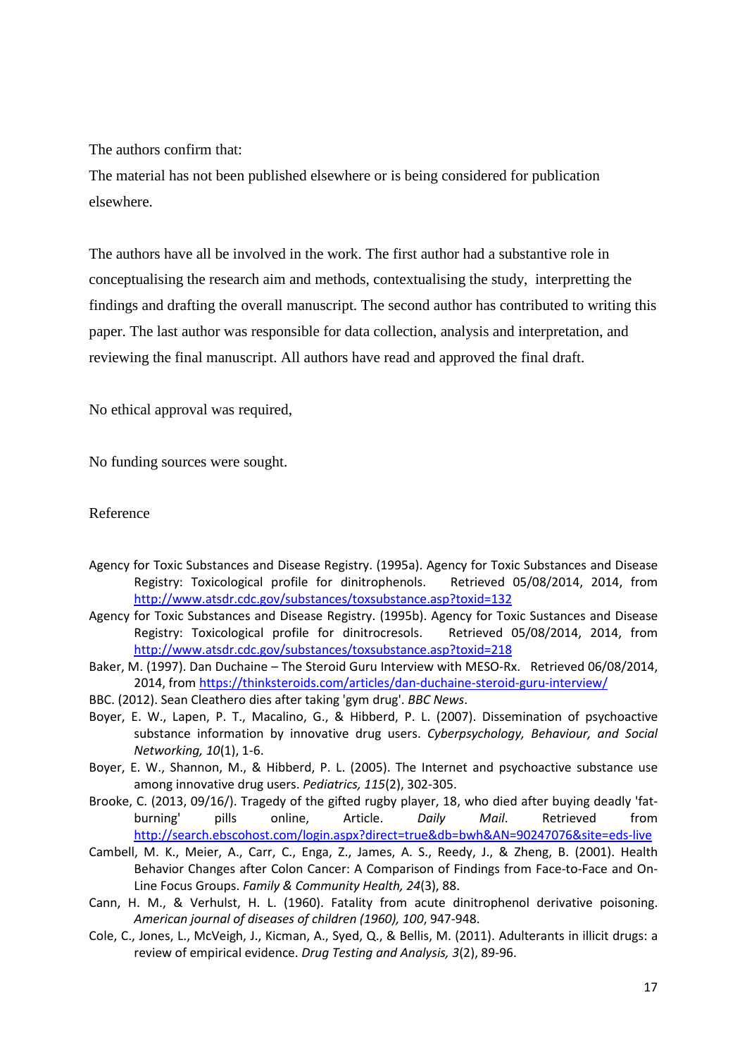The authors confirm that:

The material has not been published elsewhere or is being considered for publication elsewhere.

The authors have all be involved in the work. The first author had a substantive role in conceptualising the research aim and methods, contextualising the study, interpretting the findings and drafting the overall manuscript. The second author has contributed to writing this paper. The last author was responsible for data collection, analysis and interpretation, and reviewing the final manuscript. All authors have read and approved the final draft.

No ethical approval was required,

No funding sources were sought.

Reference

Agency for Toxic Substances and Disease Registry. (1995a). Agency for Toxic Substances and Disease Registry: Toxicological profile for dinitrophenols. Retrieved 05/08/2014, 2014, from http://www.atsdr.cdc.gov/substances/toxsubstance.asp?toxid=132

Agency for Toxic Substances and Disease Registry. (1995b). Agency for Toxic Sustances and Disease Registry: Toxicological profile for dinitrocresols. Retrieved 05/08/2014, 2014, from http://www.atsdr.cdc.gov/substances/toxsubstance.asp?toxid=218

Baker, M. (1997). Dan Duchaine – The Steroid Guru Interview with MESO-Rx. Retrieved 06/08/2014, 2014, from https://thinksteroids.com/articles/dan-duchaine-steroid-guru-interview/

BBC. (2012). Sean Cleathero dies after taking 'gym drug'. *BBC News*.

Boyer, E. W., Lapen, P. T., Macalino, G., & Hibberd, P. L. (2007). Dissemination of psychoactive substance information by innovative drug users. *Cyberpsychology, Behaviour, and Social Networking, 10*(1), 1-6.

Boyer, E. W., Shannon, M., & Hibberd, P. L. (2005). The Internet and psychoactive substance use among innovative drug users. *Pediatrics, 115*(2), 302-305.

Brooke, C. (2013, 09/16/). Tragedy of the gifted rugby player, 18, who died after buying deadly 'fat-burning' pills online, Article. *Daily Mail*. Retrieved from http://search.ebscohost.com/login.aspx?direct=true&db=bwh&AN=90247076&site=eds-live

Cambell, M. K., Meier, A., Carr, C., Enga, Z., James, A. S., Reedy, J., & Zheng, B. (2001). Health Behavior Changes after Colon Cancer: A Comparison of Findings from Face-to-Face and On-Line Focus Groups. *Family & Community Health, 24*(3), 88.

Cann, H. M., & Verhulst, H. L. (1960). Fatality from acute dinitrophenol derivative poisoning. *American journal of diseases of children (1960), 100*, 947-948.

Cole, C., Jones, L., McVeigh, J., Kicman, A., Syed, Q., & Bellis, M. (2011). Adulterants in illicit drugs: a review of empirical evidence. *Drug Testing and Analysis, 3*(2), 89-96.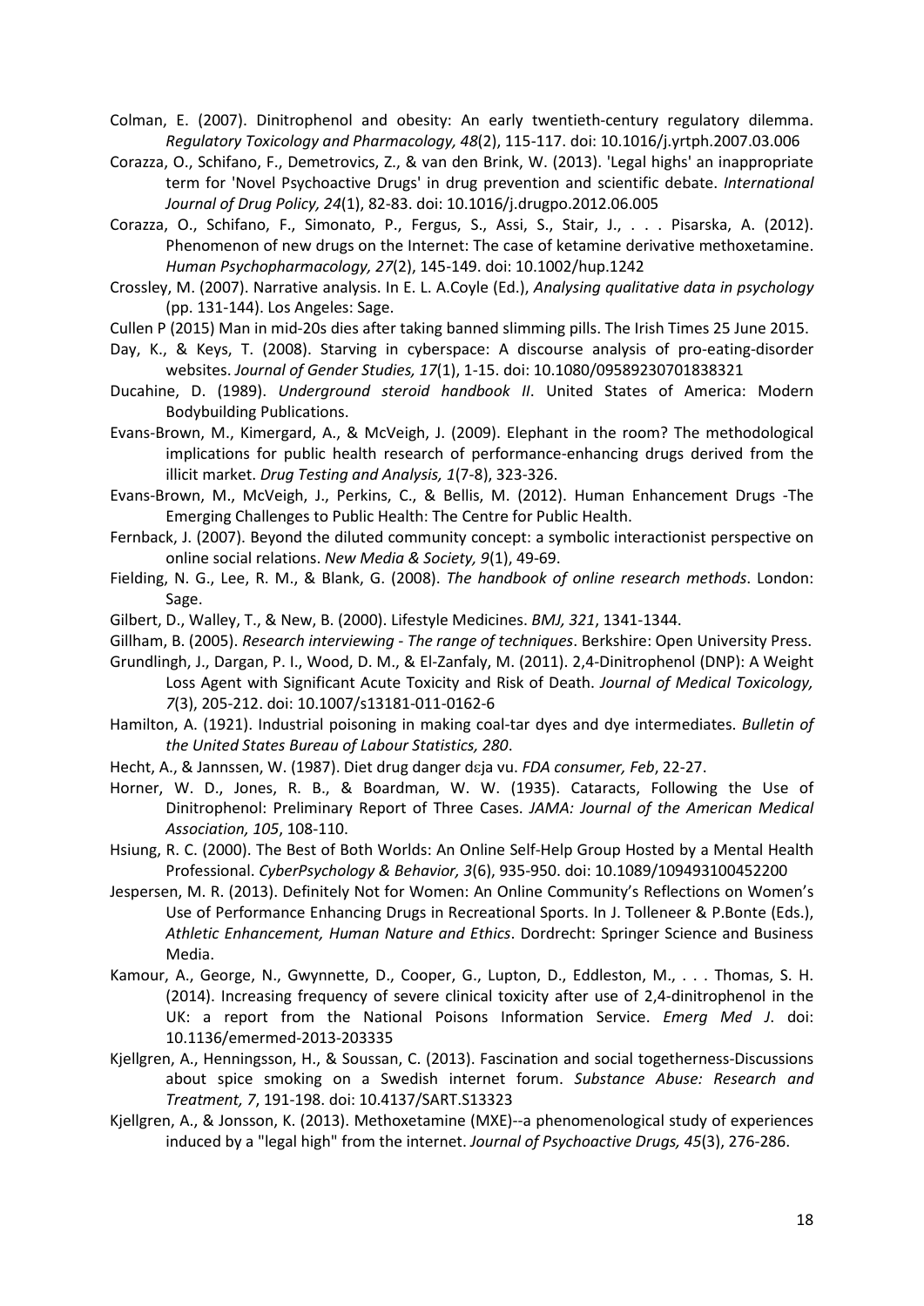Colman, E. (2007). Dinitrophenol and obesity: An early twentieth-century regulatory dilemma. *Regulatory Toxicology and Pharmacology, 48*(2), 115-117. doi: 10.1016/j.yrtph.2007.03.006

Corazza, O., Schifano, F., Demetrovics, Z., & van den Brink, W. (2013). 'Legal highs' an inappropriate term for 'Novel Psychoactive Drugs' in drug prevention and scientific debate. *International Journal of Drug Policy, 24*(1), 82-83. doi: 10.1016/j.drugpo.2012.06.005

Corazza, O., Schifano, F., Simonato, P., Fergus, S., Assi, S., Stair, J., . . . Pisarska, A. (2012). Phenomenon of new drugs on the Internet: The case of ketamine derivative methoxetamine. *Human Psychopharmacology, 27*(2), 145-149. doi: 10.1002/hup.1242

Crossley, M. (2007). Narrative analysis. In E. L. A.Coyle (Ed.), *Analysing qualitative data in psychology* (pp. 131-144). Los Angeles: Sage.

Cullen P (2015) Man in mid-20s dies after taking banned slimming pills. The Irish Times 25 June 2015.

Day, K., & Keys, T. (2008). Starving in cyberspace: A discourse analysis of pro-eating-disorder websites. *Journal of Gender Studies, 17*(1), 1-15. doi: 10.1080/09589230701838321

Ducahine, D. (1989). *Underground steroid handbook II*. United States of America: Modern Bodybuilding Publications.

Evans-Brown, M., Kimergard, A., & McVeigh, J. (2009). Elephant in the room? The methodological implications for public health research of performance-enhancing drugs derived from the illicit market. *Drug Testing and Analysis, 1*(7-8), 323-326.

Evans-Brown, M., McVeigh, J., Perkins, C., & Bellis, M. (2012). Human Enhancement Drugs -The Emerging Challenges to Public Health: The Centre for Public Health.

Fernback, J. (2007). Beyond the diluted community concept: a symbolic interactionist perspective on online social relations. *New Media & Society, 9*(1), 49-69.

Fielding, N. G., Lee, R. M., & Blank, G. (2008). *The handbook of online research methods*. London: Sage.

Gilbert, D., Walley, T., & New, B. (2000). Lifestyle Medicines. *BMJ, 321*, 1341-1344.

Gillham, B. (2005). *Research interviewing - The range of techniques*. Berkshire: Open University Press.

Grundlingh, J., Dargan, P. I., Wood, D. M., & El-Zanfaly, M. (2011). 2,4-Dinitrophenol (DNP): A Weight Loss Agent with Significant Acute Toxicity and Risk of Death. *Journal of Medical Toxicology, 7*(3), 205-212. doi: 10.1007/s13181-011-0162-6

Hamilton, A. (1921). Industrial poisoning in making coal-tar dyes and dye intermediates. *Bulletin of the United States Bureau of Labour Statistics, 280*.

Hecht, A., & Jannssen, W. (1987). Diet drug danger dɛja vu. *FDA consumer, Feb*, 22-27.

Horner, W. D., Jones, R. B., & Boardman, W. W. (1935). Cataracts, Following the Use of Dinitrophenol: Preliminary Report of Three Cases. *JAMA: Journal of the American Medical Association, 105*, 108-110.

Hsiung, R. C. (2000). The Best of Both Worlds: An Online Self-Help Group Hosted by a Mental Health Professional. *CyberPsychology & Behavior, 3*(6), 935-950. doi: 10.1089/109493100452200

Jespersen, M. R. (2013). Definitely Not for Women: An Online Community's Reflections on Women's Use of Performance Enhancing Drugs in Recreational Sports. In J. Tolleneer & P.Bonte (Eds.), *Athletic Enhancement, Human Nature and Ethics*. Dordrecht: Springer Science and Business Media.

Kamour, A., George, N., Gwynnette, D., Cooper, G., Lupton, D., Eddleston, M., . . . Thomas, S. H. (2014). Increasing frequency of severe clinical toxicity after use of 2,4-dinitrophenol in the UK: a report from the National Poisons Information Service. *Emerg Med J*. doi: 10.1136/emermed-2013-203335

Kjellgren, A., Henningsson, H., & Soussan, C. (2013). Fascination and social togetherness-Discussions about spice smoking on a Swedish internet forum. *Substance Abuse: Research and Treatment, 7*, 191-198. doi: 10.4137/SART.S13323

Kjellgren, A., & Jonsson, K. (2013). Methoxetamine (MXE)--a phenomenological study of experiences induced by a "legal high" from the internet. *Journal of Psychoactive Drugs, 45*(3), 276-286.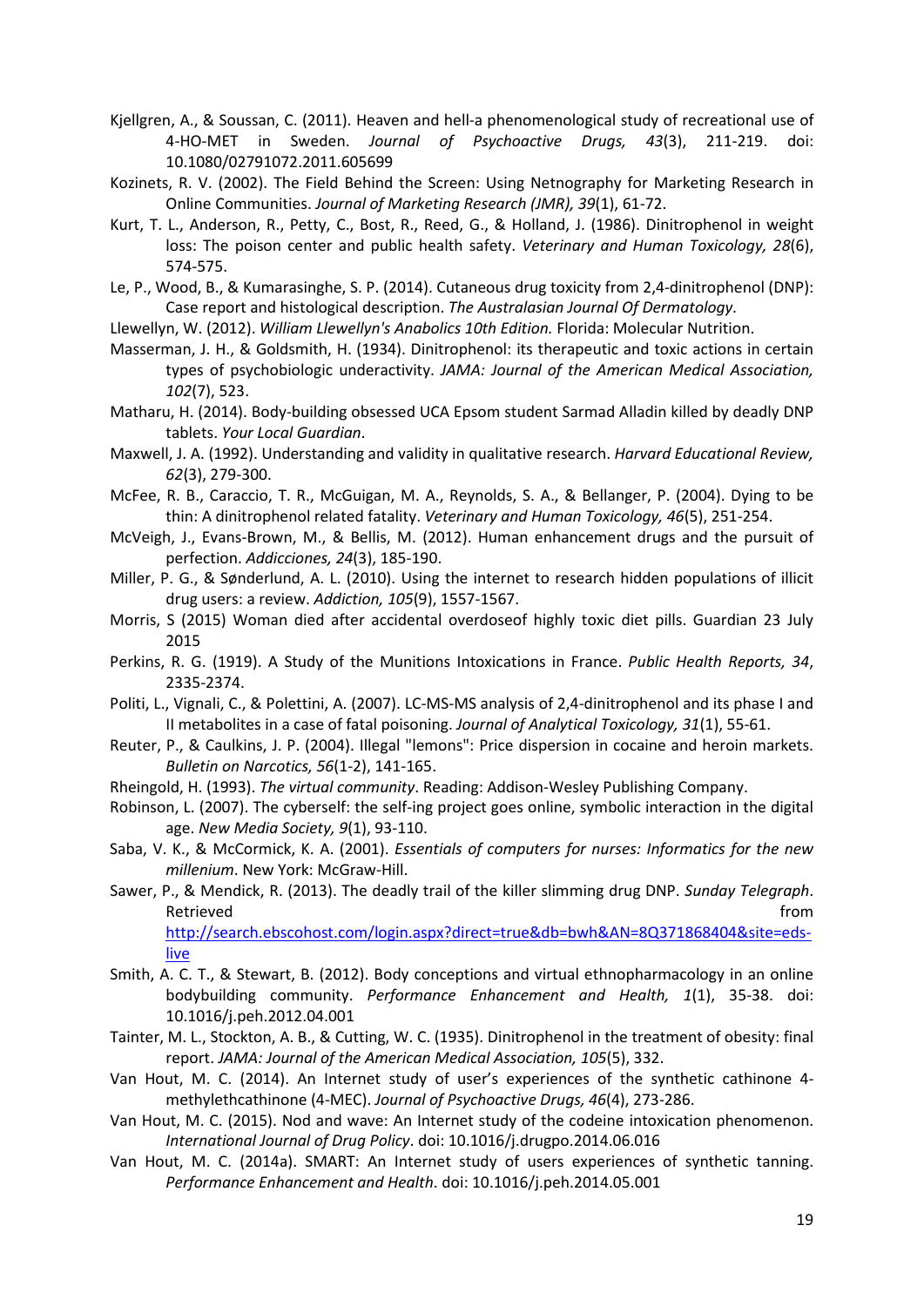Kjellgren, A., & Soussan, C. (2011). Heaven and hell-a phenomenological study of recreational use of 4-HO-MET in Sweden. *Journal of Psychoactive Drugs, 43*(3), 211-219. doi: 10.1080/02791072.2011.605699

Kozinets, R. V. (2002). The Field Behind the Screen: Using Netnography for Marketing Research in Online Communities. *Journal of Marketing Research (JMR), 39*(1), 61-72.

Kurt, T. L., Anderson, R., Petty, C., Bost, R., Reed, G., & Holland, J. (1986). Dinitrophenol in weight loss: The poison center and public health safety. *Veterinary and Human Toxicology, 28*(6), 574-575.

Le, P., Wood, B., & Kumarasinghe, S. P. (2014). Cutaneous drug toxicity from 2,4-dinitrophenol (DNP): Case report and histological description. *The Australasian Journal Of Dermatology*.

Llewellyn, W. (2012). *William Llewellyn's Anabolics 10th Edition.* Florida: Molecular Nutrition.

Masserman, J. H., & Goldsmith, H. (1934). Dinitrophenol: its therapeutic and toxic actions in certain types of psychobiologic underactivity. *JAMA: Journal of the American Medical Association, 102*(7), 523.

Matharu, H. (2014). Body-building obsessed UCA Epsom student Sarmad Alladin killed by deadly DNP tablets. *Your Local Guardian*.

Maxwell, J. A. (1992). Understanding and validity in qualitative research. *Harvard Educational Review, 62*(3), 279-300.

McFee, R. B., Caraccio, T. R., McGuigan, M. A., Reynolds, S. A., & Bellanger, P. (2004). Dying to be thin: A dinitrophenol related fatality. *Veterinary and Human Toxicology, 46*(5), 251-254.

McVeigh, J., Evans-Brown, M., & Bellis, M. (2012). Human enhancement drugs and the pursuit of perfection. *Addicciones, 24*(3), 185-190.

Miller, P. G., & Sønderlund, A. L. (2010). Using the internet to research hidden populations of illicit drug users: a review. *Addiction, 105*(9), 1557-1567.

Morris, S (2015) Woman died after accidental overdoseof highly toxic diet pills. Guardian 23 July 2015

Perkins, R. G. (1919). A Study of the Munitions Intoxications in France. *Public Health Reports, 34*, 2335-2374.

Politi, L., Vignali, C., & Polettini, A. (2007). LC-MS-MS analysis of 2,4-dinitrophenol and its phase I and II metabolites in a case of fatal poisoning. *Journal of Analytical Toxicology, 31*(1), 55-61.

Reuter, P., & Caulkins, J. P. (2004). Illegal "lemons": Price dispersion in cocaine and heroin markets. *Bulletin on Narcotics, 56*(1-2), 141-165.

Rheingold, H. (1993). *The virtual community*. Reading: Addison-Wesley Publishing Company.

Robinson, L. (2007). The cyberself: the self-ing project goes online, symbolic interaction in the digital age. *New Media Society, 9*(1), 93-110.

Saba, V. K., & McCormick, K. A. (2001). *Essentials of computers for nurses: Informatics for the new millenium*. New York: McGraw-Hill.

Sawer, P., & Mendick, R. (2013). The deadly trail of the killer slimming drug DNP. *Sunday Telegraph*. Retrieved from http://search.ebscohost.com/login.aspx?direct=true&db=bwh&AN=8Q371868404&site=eds-live

Smith, A. C. T., & Stewart, B. (2012). Body conceptions and virtual ethnopharmacology in an online bodybuilding community. *Performance Enhancement and Health, 1*(1), 35-38. doi: 10.1016/j.peh.2012.04.001

Tainter, M. L., Stockton, A. B., & Cutting, W. C. (1935). Dinitrophenol in the treatment of obesity: final report. *JAMA: Journal of the American Medical Association, 105*(5), 332.

Van Hout, M. C. (2014). An Internet study of user's experiences of the synthetic cathinone 4-methylethcathinone (4-MEC). *Journal of Psychoactive Drugs, 46*(4), 273-286.

Van Hout, M. C. (2015). Nod and wave: An Internet study of the codeine intoxication phenomenon. *International Journal of Drug Policy*. doi: 10.1016/j.drugpo.2014.06.016

Van Hout, M. C. (2014a). SMART: An Internet study of users experiences of synthetic tanning. *Performance Enhancement and Health*. doi: 10.1016/j.peh.2014.05.001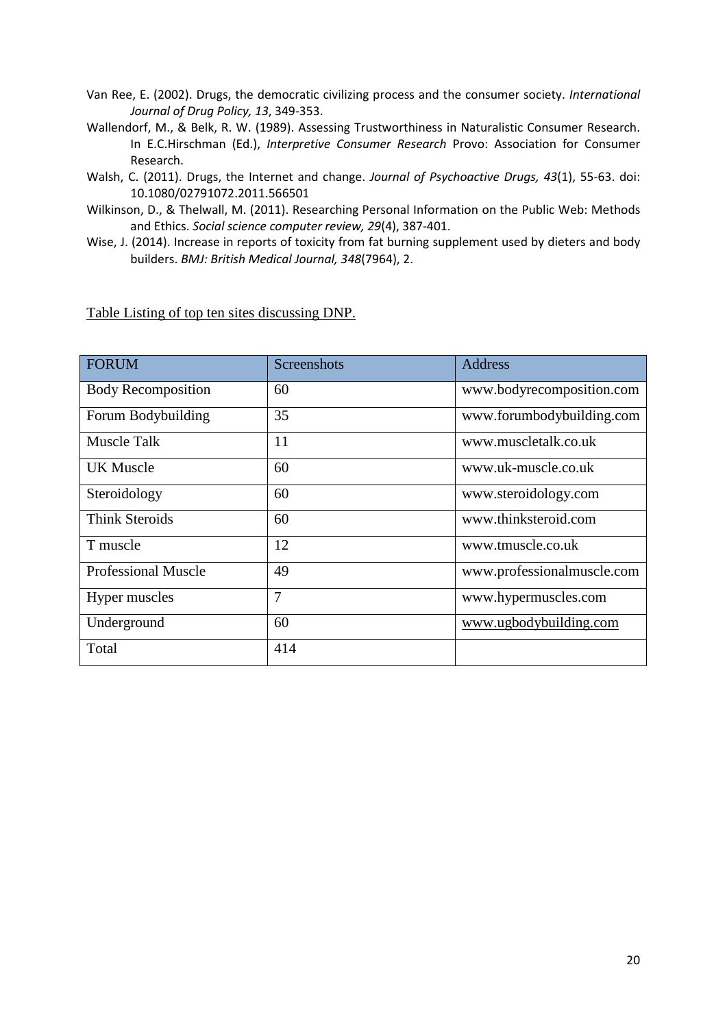Van Ree, E. (2002). Drugs, the democratic civilizing process and the consumer society. *International Journal of Drug Policy, 13*, 349-353.

Wallendorf, M., & Belk, R. W. (1989). Assessing Trustworthiness in Naturalistic Consumer Research. In E.C.Hirschman (Ed.), *Interpretive Consumer Research* Provo: Association for Consumer Research.

Walsh, C. (2011). Drugs, the Internet and change. *Journal of Psychoactive Drugs, 43*(1), 55-63. doi: 10.1080/02791072.2011.566501

Wilkinson, D., & Thelwall, M. (2011). Researching Personal Information on the Public Web: Methods and Ethics. *Social science computer review, 29*(4), 387-401.

Wise, J. (2014). Increase in reports of toxicity from fat burning supplement used by dieters and body builders. *BMJ: British Medical Journal, 348*(7964), 2.

Table Listing of top ten sites discussing DNP.

| FORUM | Screenshots | Address |
|---|---|---|
| Body Recomposition | 60 | www.bodyrecomposition.com |
| Forum Bodybuilding | 35 | www.forumbodybuilding.com |
| Muscle Talk | 11 | www.muscletalk.co.uk |
| UK Muscle | 60 | www.uk-muscle.co.uk |
| Steroidology | 60 | www.steroidology.com |
| Think Steroids | 60 | www.thinksteroid.com |
| T muscle | 12 | www.tmuscle.co.uk |
| Professional Muscle | 49 | www.professionalmuscle.com |
| Hyper muscles | 7 | www.hypermuscles.com |
| Underground | 60 | www.ugbodybuilding.com |
| Total | 414 | |